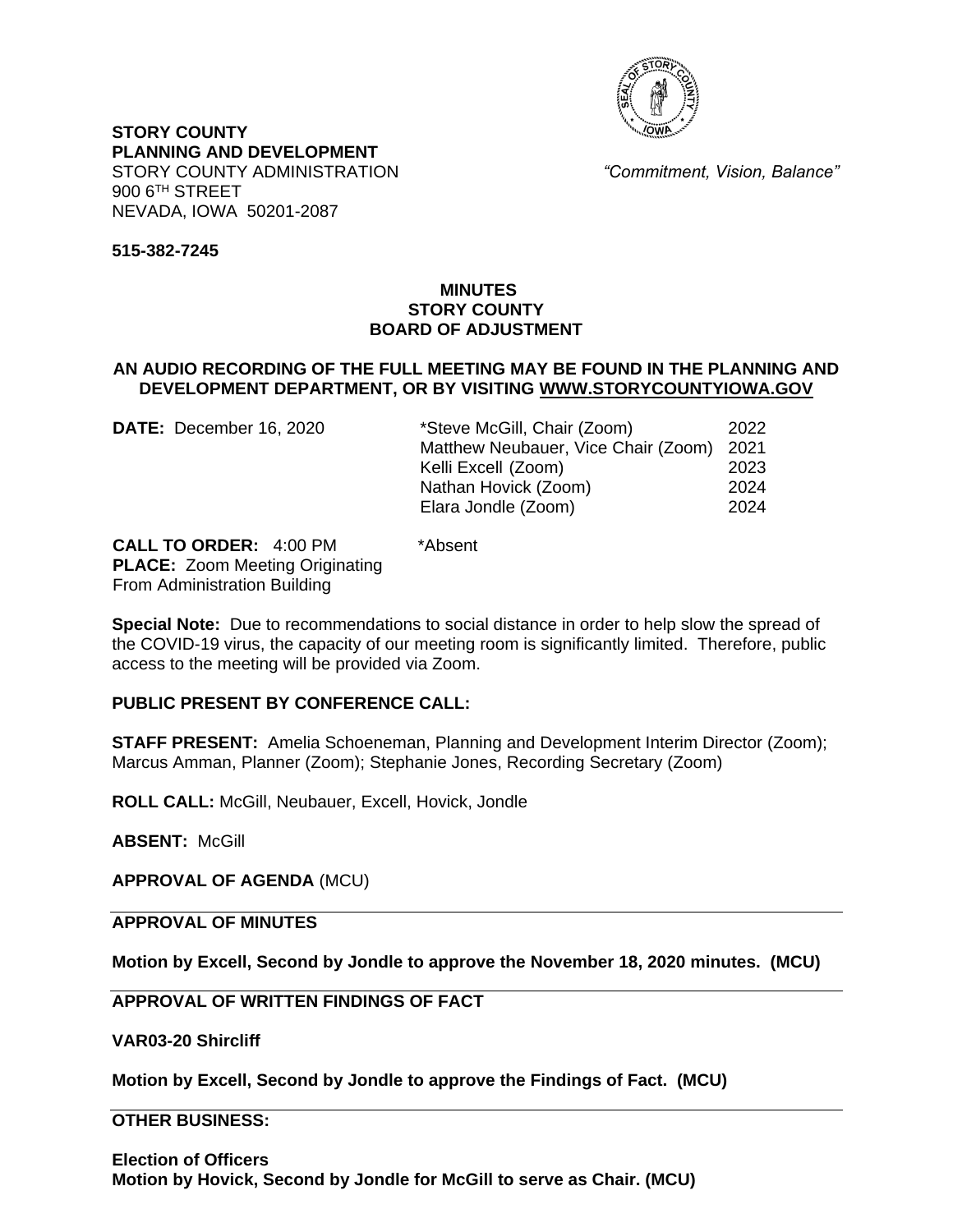**STORY COUNTY**
**PLANNING AND DEVELOPMENT**
STORY COUNTY ADMINISTRATION
900 6TH STREET
NEVADA, IOWA 50201-2087

*"Commitment, Vision, Balance"*

**515-382-7245**

# MINUTES
# STORY COUNTY
# BOARD OF ADJUSTMENT

**AN AUDIO RECORDING OF THE FULL MEETING MAY BE FOUND IN THE PLANNING AND DEVELOPMENT DEPARTMENT, OR BY VISITING WWW.STORYCOUNTYIOWA.GOV**

**DATE:** December 16, 2020

| | |
|---|---|
| *Steve McGill, Chair (Zoom) | 2022 |
| Matthew Neubauer, Vice Chair (Zoom) | 2021 |
| Kelli Excell (Zoom) | 2023 |
| Nathan Hovick (Zoom) | 2024 |
| Elara Jondle (Zoom) | 2024 |

*Absent

**CALL TO ORDER:** 4:00 PM
**PLACE:** Zoom Meeting Originating From Administration Building

**Special Note:** Due to recommendations to social distance in order to help slow the spread of the COVID-19 virus, the capacity of our meeting room is significantly limited. Therefore, public access to the meeting will be provided via Zoom.

**PUBLIC PRESENT BY CONFERENCE CALL:**

**STAFF PRESENT:** Amelia Schoeneman, Planning and Development Interim Director (Zoom); Marcus Amman, Planner (Zoom); Stephanie Jones, Recording Secretary (Zoom)

**ROLL CALL:** McGill, Neubauer, Excell, Hovick, Jondle

**ABSENT:** McGill

**APPROVAL OF AGENDA** (MCU)

**APPROVAL OF MINUTES**

**Motion by Excell, Second by Jondle to approve the November 18, 2020 minutes. (MCU)**

**APPROVAL OF WRITTEN FINDINGS OF FACT**

**VAR03-20 Shircliff**

**Motion by Excell, Second by Jondle to approve the Findings of Fact. (MCU)**

**OTHER BUSINESS:**

**Election of Officers**
**Motion by Hovick, Second by Jondle for McGill to serve as Chair. (MCU)**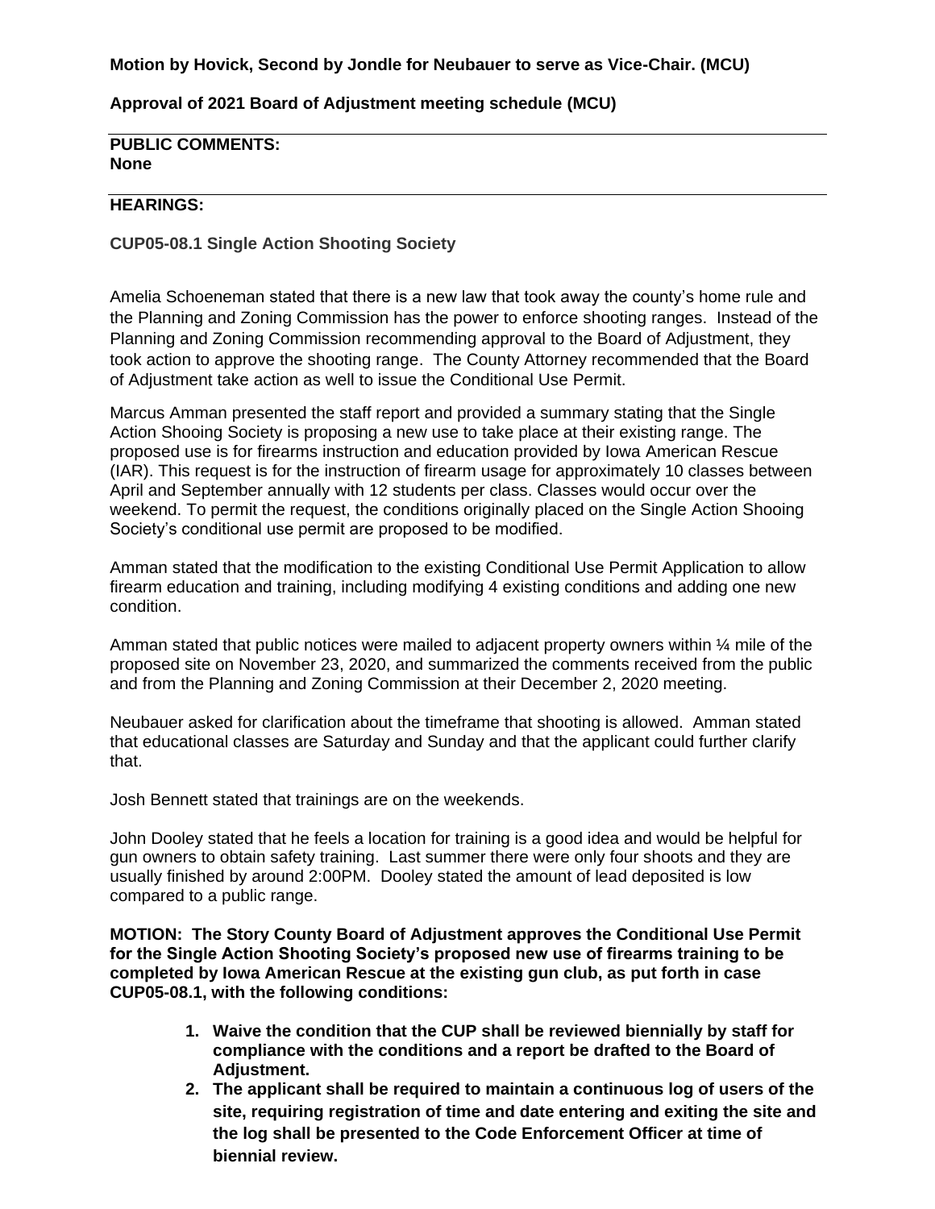**Motion by Hovick, Second by Jondle for Neubauer to serve as Vice-Chair. (MCU)**

**Approval of 2021 Board of Adjustment meeting schedule (MCU)**

---

**PUBLIC COMMENTS:**
**None**

---

**HEARINGS:**

**CUP05-08.1 Single Action Shooting Society**

Amelia Schoeneman stated that there is a new law that took away the county's home rule and the Planning and Zoning Commission has the power to enforce shooting ranges. Instead of the Planning and Zoning Commission recommending approval to the Board of Adjustment, they took action to approve the shooting range. The County Attorney recommended that the Board of Adjustment take action as well to issue the Conditional Use Permit.

Marcus Amman presented the staff report and provided a summary stating that the Single Action Shooing Society is proposing a new use to take place at their existing range. The proposed use is for firearms instruction and education provided by Iowa American Rescue (IAR). This request is for the instruction of firearm usage for approximately 10 classes between April and September annually with 12 students per class. Classes would occur over the weekend. To permit the request, the conditions originally placed on the Single Action Shooing Society's conditional use permit are proposed to be modified.

Amman stated that the modification to the existing Conditional Use Permit Application to allow firearm education and training, including modifying 4 existing conditions and adding one new condition.

Amman stated that public notices were mailed to adjacent property owners within ¼ mile of the proposed site on November 23, 2020, and summarized the comments received from the public and from the Planning and Zoning Commission at their December 2, 2020 meeting.

Neubauer asked for clarification about the timeframe that shooting is allowed. Amman stated that educational classes are Saturday and Sunday and that the applicant could further clarify that.

Josh Bennett stated that trainings are on the weekends.

John Dooley stated that he feels a location for training is a good idea and would be helpful for gun owners to obtain safety training. Last summer there were only four shoots and they are usually finished by around 2:00PM. Dooley stated the amount of lead deposited is low compared to a public range.

**MOTION: The Story County Board of Adjustment approves the Conditional Use Permit for the Single Action Shooting Society's proposed new use of firearms training to be completed by Iowa American Rescue at the existing gun club, as put forth in case CUP05-08.1, with the following conditions:**

1. **Waive the condition that the CUP shall be reviewed biennially by staff for compliance with the conditions and a report be drafted to the Board of Adjustment.**
2. **The applicant shall be required to maintain a continuous log of users of the site, requiring registration of time and date entering and exiting the site and the log shall be presented to the Code Enforcement Officer at time of biennial review.**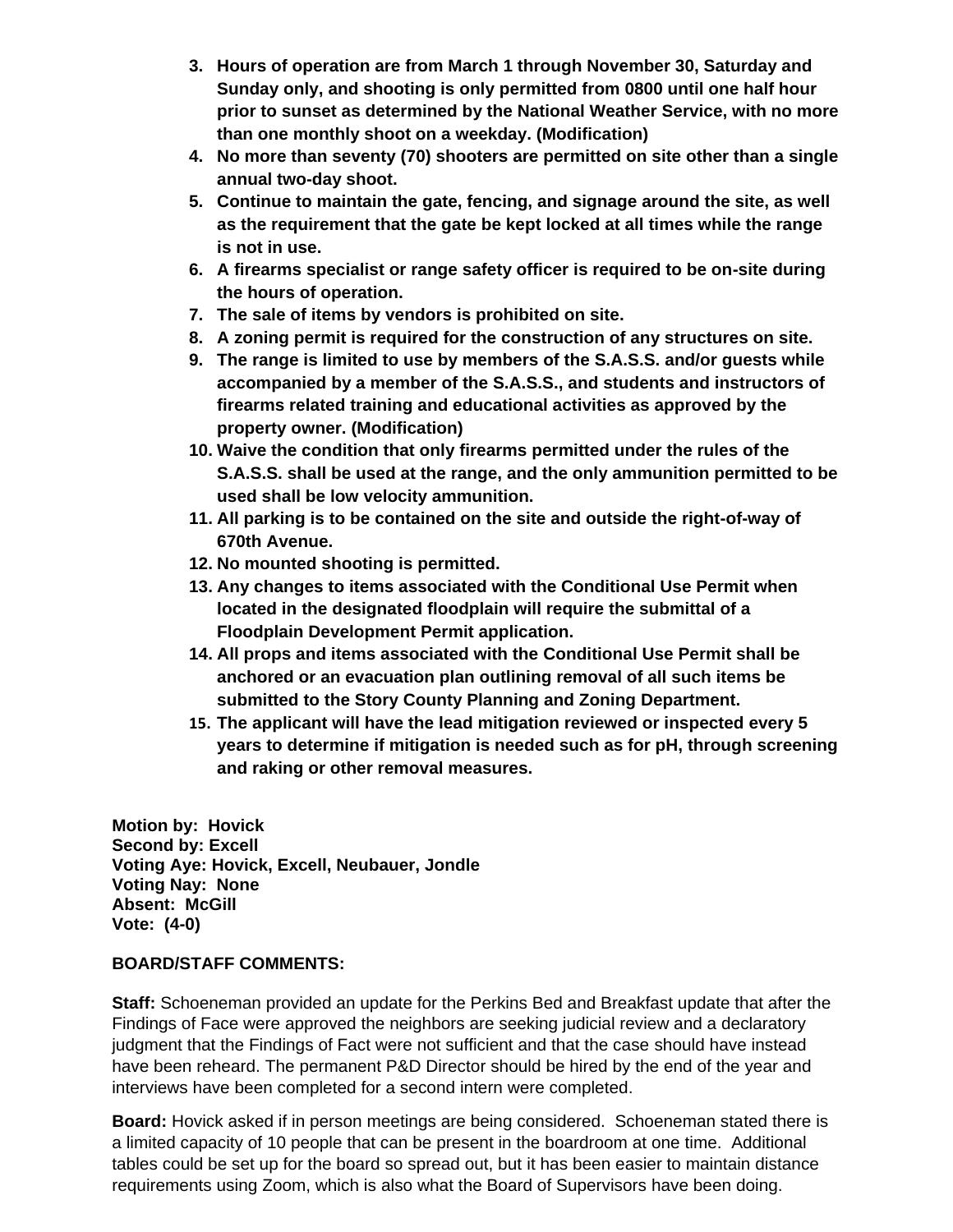3. **Hours of operation are from March 1 through November 30, Saturday and Sunday only, and shooting is only permitted from 0800 until one half hour prior to sunset as determined by the National Weather Service, with no more than one monthly shoot on a weekday. (Modification)**
4. **No more than seventy (70) shooters are permitted on site other than a single annual two-day shoot.**
5. **Continue to maintain the gate, fencing, and signage around the site, as well as the requirement that the gate be kept locked at all times while the range is not in use.**
6. **A firearms specialist or range safety officer is required to be on-site during the hours of operation.**
7. **The sale of items by vendors is prohibited on site.**
8. **A zoning permit is required for the construction of any structures on site.**
9. **The range is limited to use by members of the S.A.S.S. and/or guests while accompanied by a member of the S.A.S.S., and students and instructors of firearms related training and educational activities as approved by the property owner. (Modification)**
10. **Waive the condition that only firearms permitted under the rules of the S.A.S.S. shall be used at the range, and the only ammunition permitted to be used shall be low velocity ammunition.**
11. **All parking is to be contained on the site and outside the right-of-way of 670th Avenue.**
12. **No mounted shooting is permitted.**
13. **Any changes to items associated with the Conditional Use Permit when located in the designated floodplain will require the submittal of a Floodplain Development Permit application.**
14. **All props and items associated with the Conditional Use Permit shall be anchored or an evacuation plan outlining removal of all such items be submitted to the Story County Planning and Zoning Department.**
15. **The applicant will have the lead mitigation reviewed or inspected every 5 years to determine if mitigation is needed such as for pH, through screening and raking or other removal measures.**

**Motion by: Hovick**
**Second by: Excell**
**Voting Aye: Hovick, Excell, Neubauer, Jondle**
**Voting Nay: None**
**Absent: McGill**
**Vote: (4-0)**

**BOARD/STAFF COMMENTS:**

**Staff:** Schoeneman provided an update for the Perkins Bed and Breakfast update that after the Findings of Face were approved the neighbors are seeking judicial review and a declaratory judgment that the Findings of Fact were not sufficient and that the case should have instead have been reheard. The permanent P&D Director should be hired by the end of the year and interviews have been completed for a second intern were completed.

**Board:** Hovick asked if in person meetings are being considered. Schoeneman stated there is a limited capacity of 10 people that can be present in the boardroom at one time. Additional tables could be set up for the board so spread out, but it has been easier to maintain distance requirements using Zoom, which is also what the Board of Supervisors have been doing.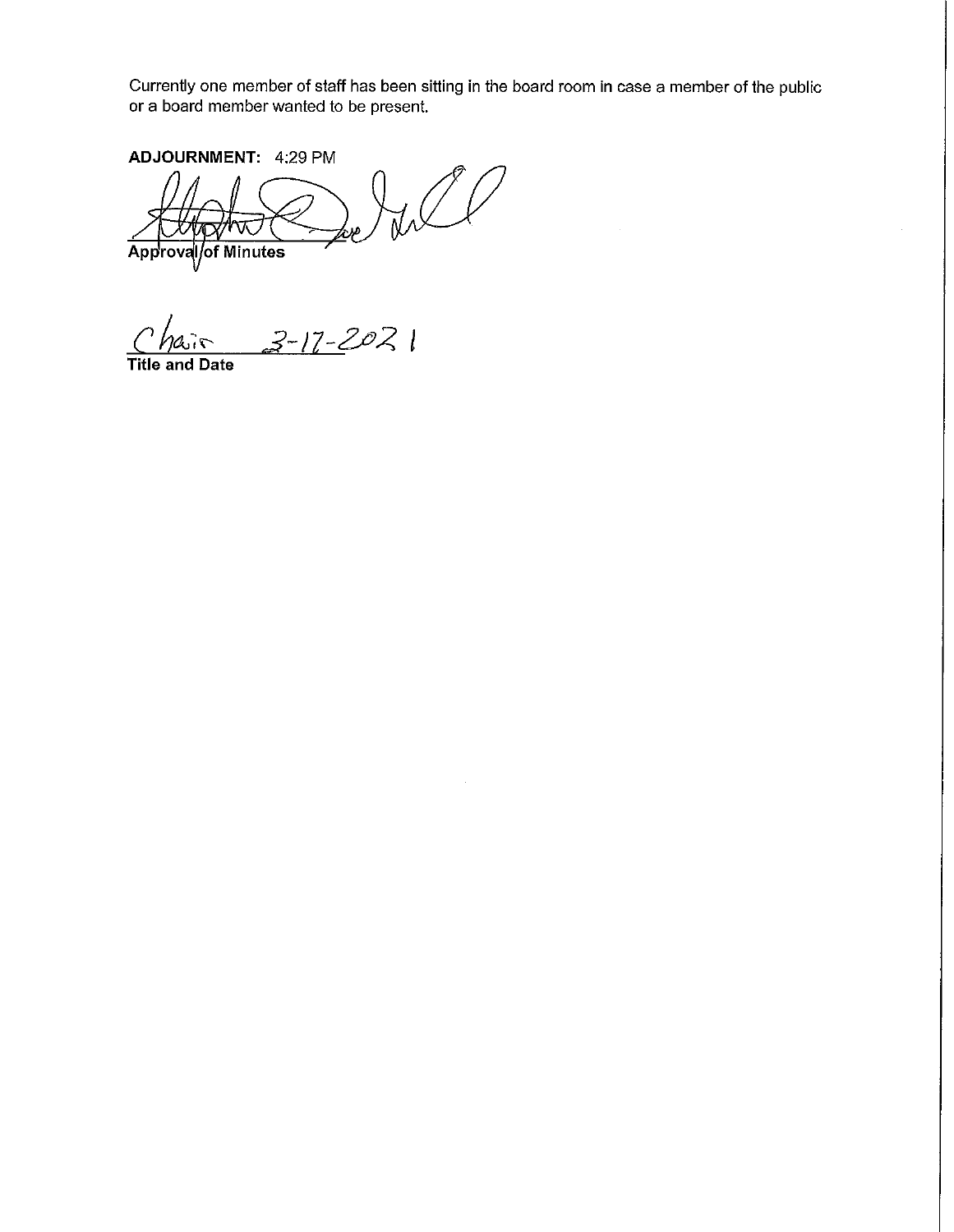Currently one member of staff has been sitting in the board room in case a member of the public or a board member wanted to be present.

**ADJOURNMENT:** 4:29 PM

**Approval of Minutes**

Chair 3-17-2021

**Title and Date**